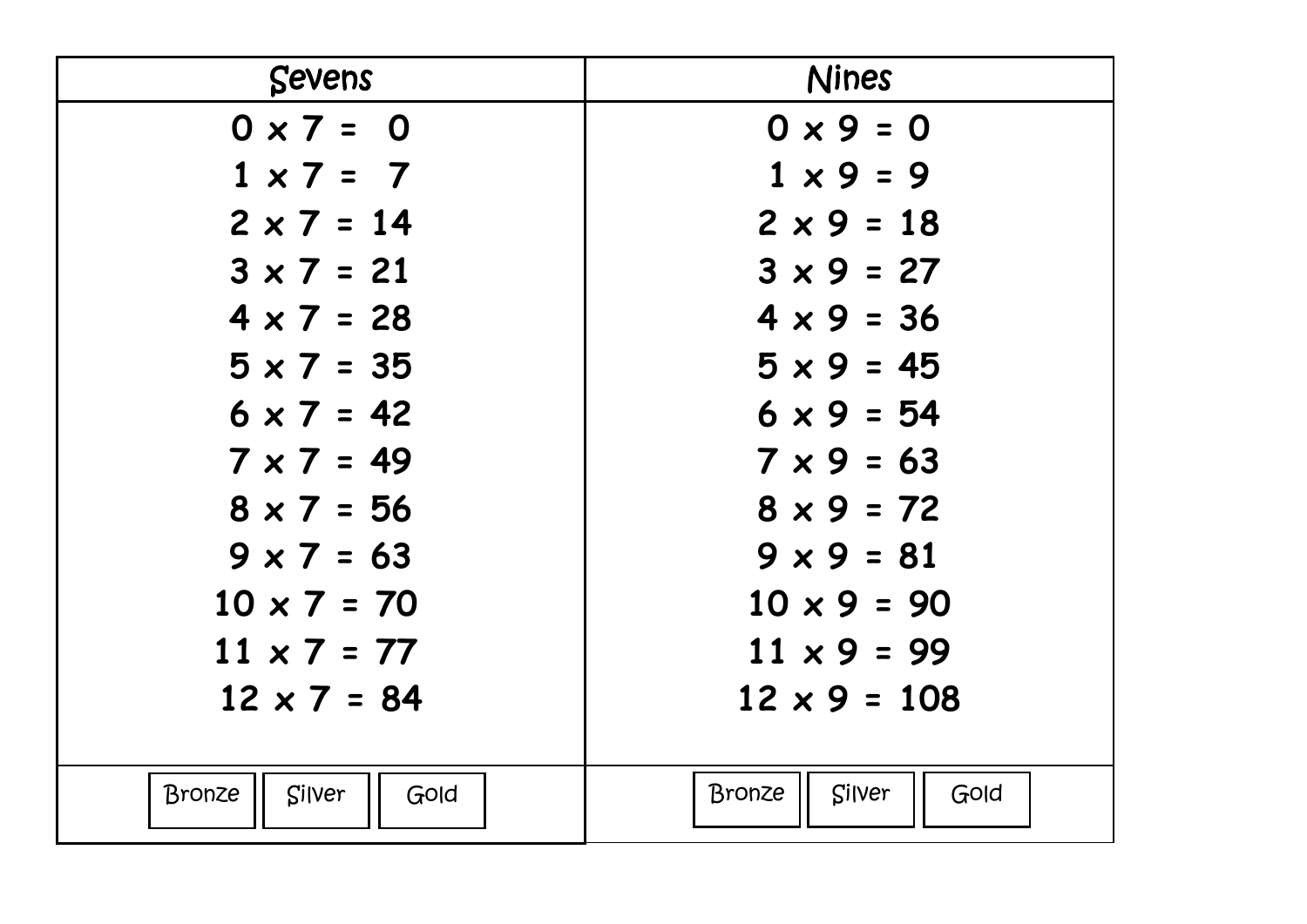| Sevens | Nines |
|---|---|
| 0 x 7 = 0 | 0 x 9 = 0 |
| 1 x 7 = 7 | 1 x 9 = 9 |
| 2 x 7 = 14 | 2 x 9 = 18 |
| 3 x 7 = 21 | 3 x 9 = 27 |
| 4 x 7 = 28 | 4 x 9 = 36 |
| 5 x 7 = 35 | 5 x 9 = 45 |
| 6 x 7 = 42 | 6 x 9 = 54 |
| 7 x 7 = 49 | 7 x 9 = 63 |
| 8 x 7 = 56 | 8 x 9 = 72 |
| 9 x 7 = 63 | 9 x 9 = 81 |
| 10 x 7 = 70 | 10 x 9 = 90 |
| 11 x 7 = 77 | 11 x 9 = 99 |
| 12 x 7 = 84 | 12 x 9 = 108 |
| Bronze Silver Gold | Bronze Silver Gold |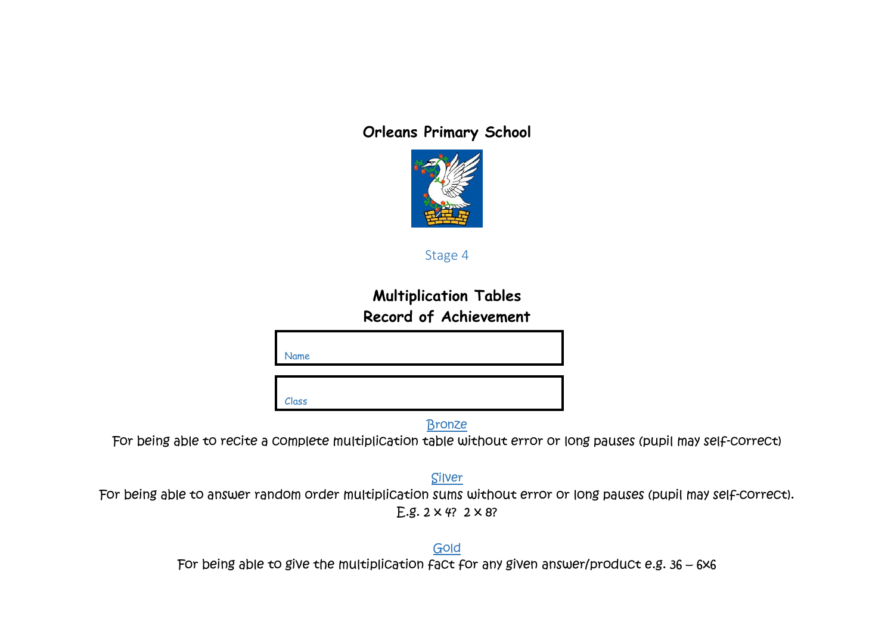# Orleans Primary School

Stage 4

## Multiplication Tables
## Record of Achievement

Name

Class

Bronze

For being able to recite a complete multiplication table without error or long pauses (pupil may self-correct)

Silver

For being able to answer random order multiplication sums without error or long pauses (pupil may self-correct).
E.g. 2 x 4? 2 x 8?

Gold

For being able to give the multiplication fact for any given answer/product e.g. 36 – 6x6